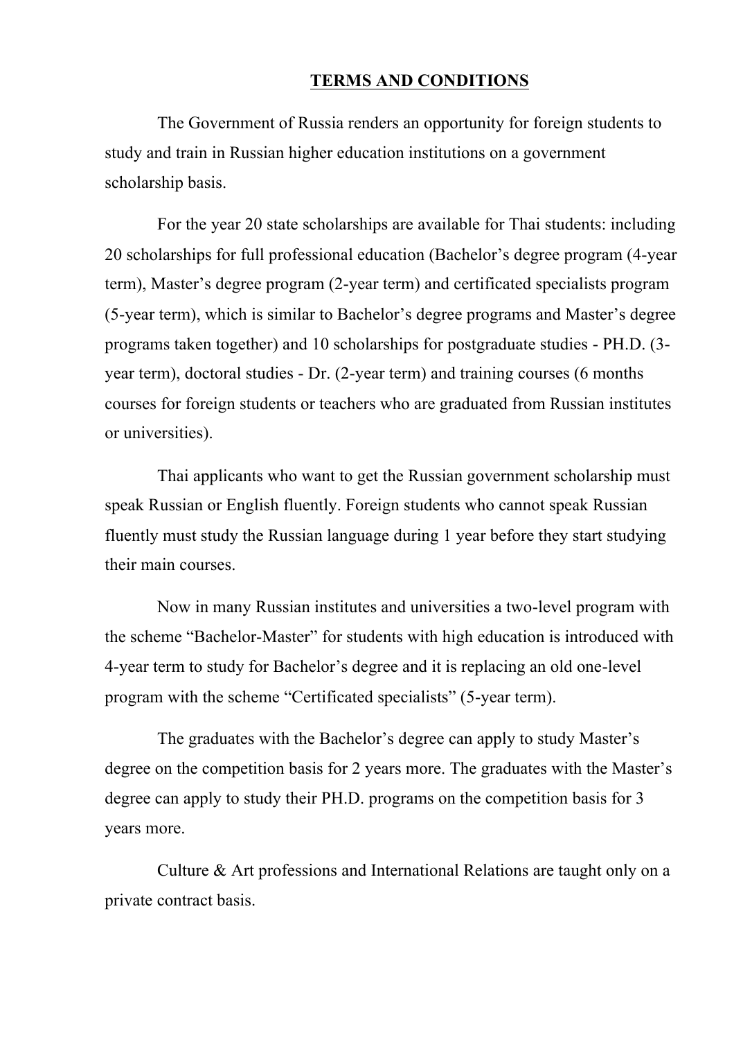# TERMS AND CONDITIONS

The Government of Russia renders an opportunity for foreign students to study and train in Russian higher education institutions on a government scholarship basis.

For the year 20 state scholarships are available for Thai students: including 20 scholarships for full professional education (Bachelor's degree program (4-year term), Master's degree program (2-year term) and certificated specialists program (5-year term), which is similar to Bachelor's degree programs and Master's degree programs taken together) and 10 scholarships for postgraduate studies - PH.D. (3-year term), doctoral studies - Dr. (2-year term) and training courses (6 months courses for foreign students or teachers who are graduated from Russian institutes or universities).

Thai applicants who want to get the Russian government scholarship must speak Russian or English fluently. Foreign students who cannot speak Russian fluently must study the Russian language during 1 year before they start studying their main courses.

Now in many Russian institutes and universities a two-level program with the scheme "Bachelor-Master" for students with high education is introduced with 4-year term to study for Bachelor's degree and it is replacing an old one-level program with the scheme "Certificated specialists" (5-year term).

The graduates with the Bachelor's degree can apply to study Master's degree on the competition basis for 2 years more. The graduates with the Master's degree can apply to study their PH.D. programs on the competition basis for 3 years more.

Culture & Art professions and International Relations are taught only on a private contract basis.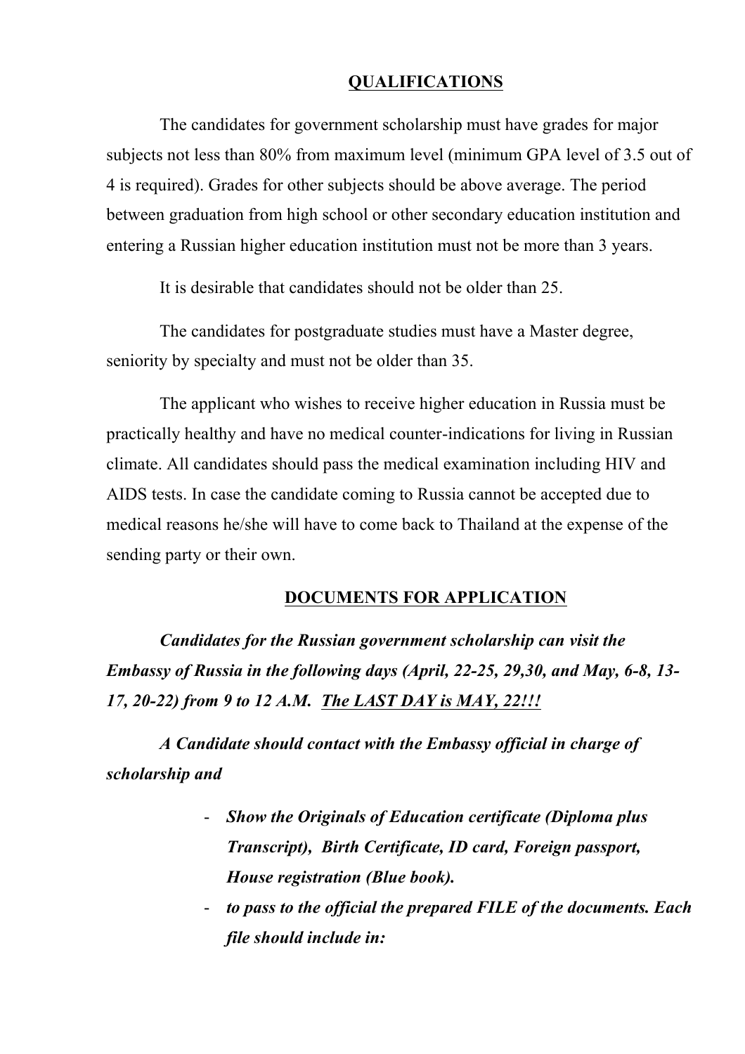## QUALIFICATIONS

The candidates for government scholarship must have grades for major subjects not less than 80% from maximum level (minimum GPA level of 3.5 out of 4 is required). Grades for other subjects should be above average. The period between graduation from high school or other secondary education institution and entering a Russian higher education institution must not be more than 3 years.

It is desirable that candidates should not be older than 25.

The candidates for postgraduate studies must have a Master degree, seniority by specialty and must not be older than 35.

The applicant who wishes to receive higher education in Russia must be practically healthy and have no medical counter-indications for living in Russian climate. All candidates should pass the medical examination including HIV and AIDS tests. In case the candidate coming to Russia cannot be accepted due to medical reasons he/she will have to come back to Thailand at the expense of the sending party or their own.

## DOCUMENTS FOR APPLICATION

***Candidates for the Russian government scholarship can visit the Embassy of Russia in the following days (April, 22-25, 29,30, and May, 6-8, 13-17, 20-22) from 9 to 12 A.M. <u>The LAST DAY is MAY, 22!!!</u>***

***A Candidate should contact with the Embassy official in charge of scholarship and***

- ***Show the Originals of Education certificate (Diploma plus Transcript), Birth Certificate, ID card, Foreign passport, House registration (Blue book).***
- ***to pass to the official the prepared FILE of the documents. Each file should include in:***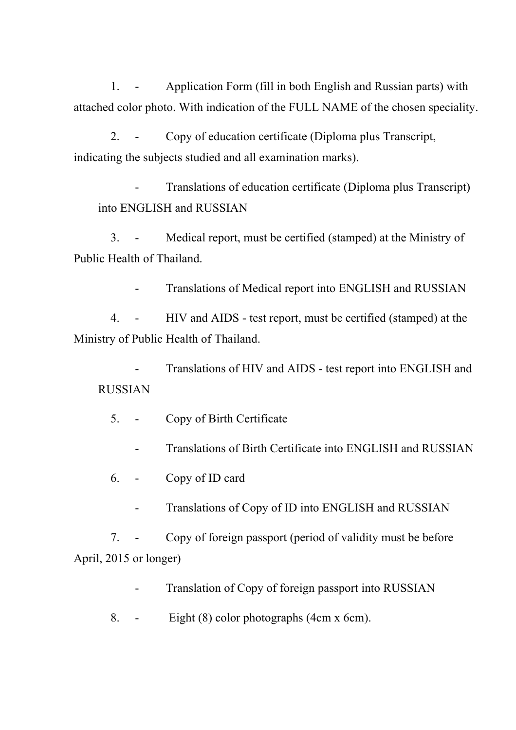1. - Application Form (fill in both English and Russian parts) with attached color photo. With indication of the FULL NAME of the chosen speciality.

2. - Copy of education certificate (Diploma plus Transcript, indicating the subjects studied and all examination marks).

   - Translations of education certificate (Diploma plus Transcript) into ENGLISH and RUSSIAN

3. - Medical report, must be certified (stamped) at the Ministry of Public Health of Thailand.

   - Translations of Medical report into ENGLISH and RUSSIAN

4. - HIV and AIDS - test report, must be certified (stamped) at the Ministry of Public Health of Thailand.

   - Translations of HIV and AIDS - test report into ENGLISH and RUSSIAN

5. - Copy of Birth Certificate

   - Translations of Birth Certificate into ENGLISH and RUSSIAN

6. - Copy of ID card

   - Translations of Copy of ID into ENGLISH and RUSSIAN

7. - Copy of foreign passport (period of validity must be before April, 2015 or longer)

   - Translation of Copy of foreign passport into RUSSIAN

8. - Eight (8) color photographs (4cm x 6cm).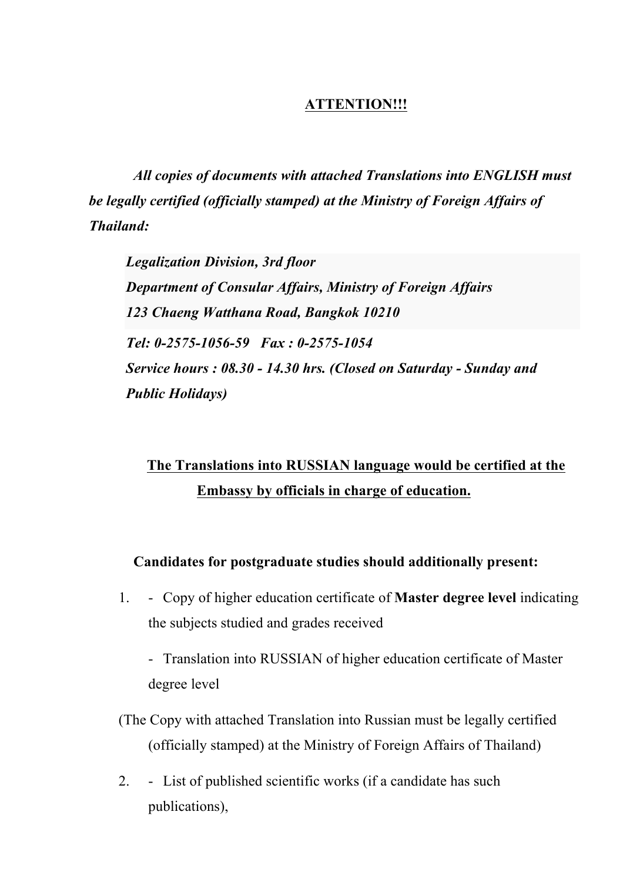**ATTENTION!!!**

***All copies of documents with attached Translations into ENGLISH must be legally certified (officially stamped) at the Ministry of Foreign Affairs of Thailand:***

***Legalization Division, 3rd floor***
***Department of Consular Affairs, Ministry of Foreign Affairs***
***123 Chaeng Watthana Road, Bangkok 10210***
***Tel: 0-2575-1056-59   Fax : 0-2575-1054***
***Service hours : 08.30 - 14.30 hrs. (Closed on Saturday - Sunday and Public Holidays)***

**The Translations into RUSSIAN language would be certified at the Embassy by officials in charge of education.**

**Candidates for postgraduate studies should additionally present:**

1. - Copy of higher education certificate of **Master degree level** indicating the subjects studied and grades received

   - Translation into RUSSIAN of higher education certificate of Master degree level

(The Copy with attached Translation into Russian must be legally certified (officially stamped) at the Ministry of Foreign Affairs of Thailand)

2. - List of published scientific works (if a candidate has such publications),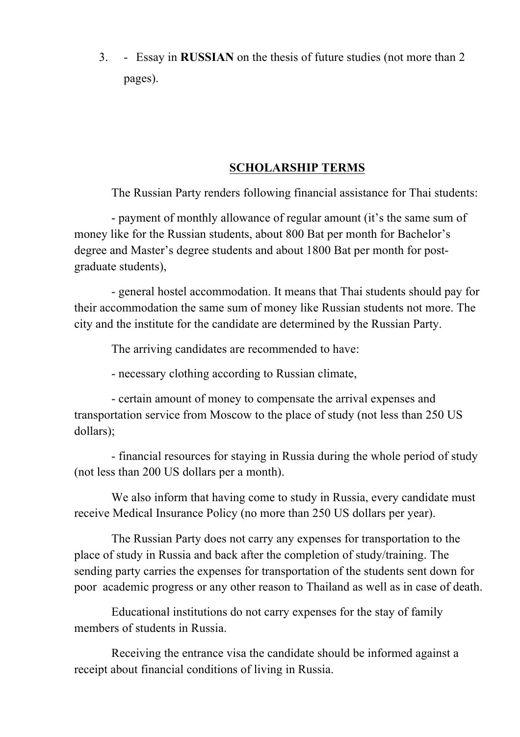3. - Essay in **RUSSIAN** on the thesis of future studies (not more than 2 pages).

## SCHOLARSHIP TERMS

The Russian Party renders following financial assistance for Thai students:

- payment of monthly allowance of regular amount (it's the same sum of money like for the Russian students, about 800 Bat per month for Bachelor's degree and Master's degree students and about 1800 Bat per month for post-graduate students),

- general hostel accommodation. It means that Thai students should pay for their accommodation the same sum of money like Russian students not more. The city and the institute for the candidate are determined by the Russian Party.

The arriving candidates are recommended to have:

- necessary clothing according to Russian climate,

- certain amount of money to compensate the arrival expenses and transportation service from Moscow to the place of study (not less than 250 US dollars);

- financial resources for staying in Russia during the whole period of study (not less than 200 US dollars per a month).

We also inform that having come to study in Russia, every candidate must receive Medical Insurance Policy (no more than 250 US dollars per year).

The Russian Party does not carry any expenses for transportation to the place of study in Russia and back after the completion of study/training. The sending party carries the expenses for transportation of the students sent down for poor academic progress or any other reason to Thailand as well as in case of death.

Educational institutions do not carry expenses for the stay of family members of students in Russia.

Receiving the entrance visa the candidate should be informed against a receipt about financial conditions of living in Russia.